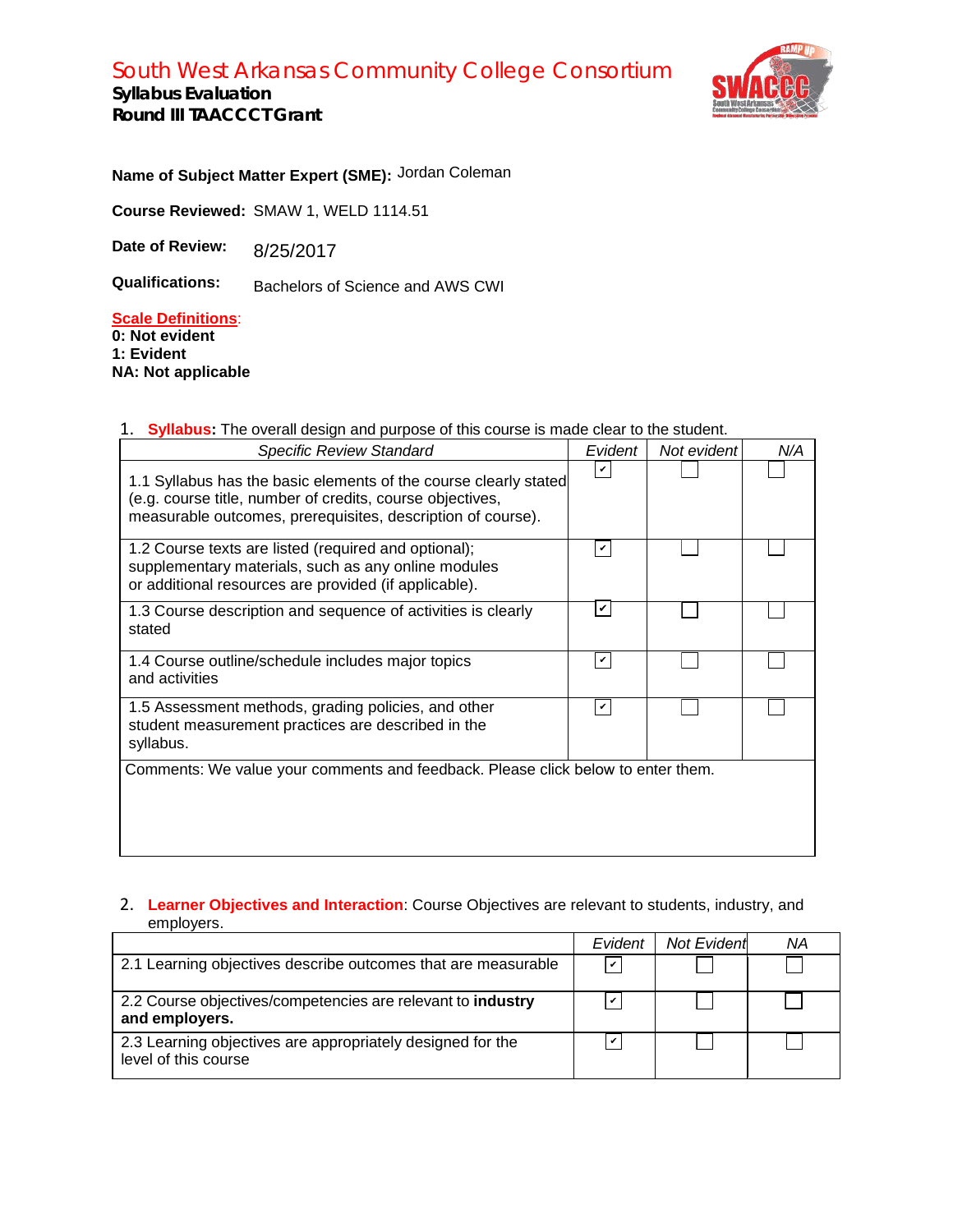# South West Arkansas Community College Consortium

**Syllabus Evaluation**
**Round III TAACCCT Grant**

**Name of Subject Matter Expert (SME):** Jordan Coleman

**Course Reviewed:** SMAW 1, WELD 1114.51

**Date of Review:** 8/25/2017

**Qualifications:** Bachelors of Science and AWS CWI

**Scale Definitions**:
**0: Not evident**
**1: Evident**
**NA: Not applicable**

1. **Syllabus:** The overall design and purpose of this course is made clear to the student.

| *Specific Review Standard* | *Evident* | *Not evident* | *N/A* |
|---|---|---|---|
| 1.1 Syllabus has the basic elements of the course clearly stated (e.g. course title, number of credits, course objectives, measurable outcomes, prerequisites, description of course). | ✔ | | |
| 1.2 Course texts are listed (required and optional); supplementary materials, such as any online modules or additional resources are provided (if applicable). | ✔ | | |
| 1.3 Course description and sequence of activities is clearly stated | ✔ | | |
| 1.4 Course outline/schedule includes major topics and activities | ✔ | | |
| 1.5 Assessment methods, grading policies, and other student measurement practices are described in the syllabus. | ✔ | | |
| Comments: We value your comments and feedback. Please click below to enter them. | | | |

2. **Learner Objectives and Interaction**: Course Objectives are relevant to students, industry, and employers.

| | *Evident* | *Not Evident* | *NA* |
|---|---|---|---|
| 2.1 Learning objectives describe outcomes that are measurable | ✔ | | |
| 2.2 Course objectives/competencies are relevant to **industry and employers.** | ✔ | | |
| 2.3 Learning objectives are appropriately designed for the level of this course | ✔ | | |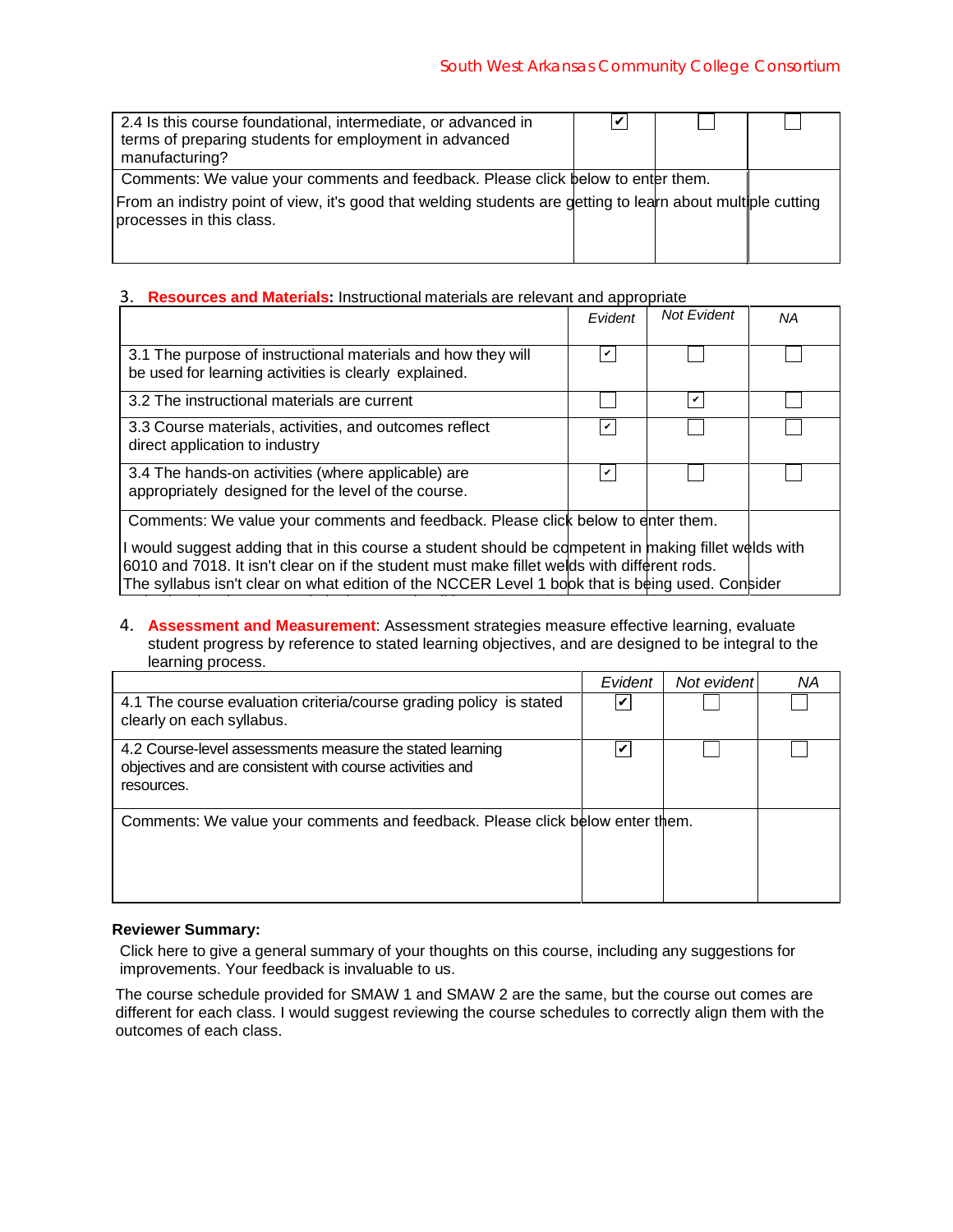| 2.4 Is this course foundational, intermediate, or advanced in terms of preparing students for employment in advanced manufacturing? | ✔ | ☐ | ☐ |
|---|---|---|---|
| Comments: We value your comments and feedback. Please click below to enter them.<br>From an indistry point of view, it's good that welding students are getting to learn about multiple cutting processes in this class. | | | |

3. **Resources and Materials:** Instructional materials are relevant and appropriate

| | *Evident* | *Not Evident* | *NA* |
|---|---|---|---|
| 3.1 The purpose of instructional materials and how they will be used for learning activities is clearly explained. | ✔ | ☐ | ☐ |
| 3.2 The instructional materials are current | ☐ | ✔ | ☐ |
| 3.3 Course materials, activities, and outcomes reflect direct application to industry | ✔ | ☐ | ☐ |
| 3.4 The hands-on activities (where applicable) are appropriately designed for the level of the course. | ✔ | ☐ | ☐ |
| Comments: We value your comments and feedback. Please click below to enter them.<br>I would suggest adding that in this course a student should be competent in making fillet welds with 6010 and 7018. It isn't clear on if the student must make fillet welds with different rods.<br>The syllabus isn't clear on what edition of the NCCER Level 1 book that is being used. Consider | | | |

4. **Assessment and Measurement**: Assessment strategies measure effective learning, evaluate student progress by reference to stated learning objectives, and are designed to be integral to the learning process.

| | *Evident* | *Not evident* | *NA* |
|---|---|---|---|
| 4.1 The course evaluation criteria/course grading policy is stated clearly on each syllabus. | ✔ | ☐ | ☐ |
| 4.2 Course-level assessments measure the stated learning objectives and are consistent with course activities and resources. | ✔ | ☐ | ☐ |
| Comments: We value your comments and feedback. Please click below enter them. | | | |

**Reviewer Summary:**

Click here to give a general summary of your thoughts on this course, including any suggestions for improvements. Your feedback is invaluable to us.

The course schedule provided for SMAW 1 and SMAW 2 are the same, but the course out comes are different for each class. I would suggest reviewing the course schedules to correctly align them with the outcomes of each class.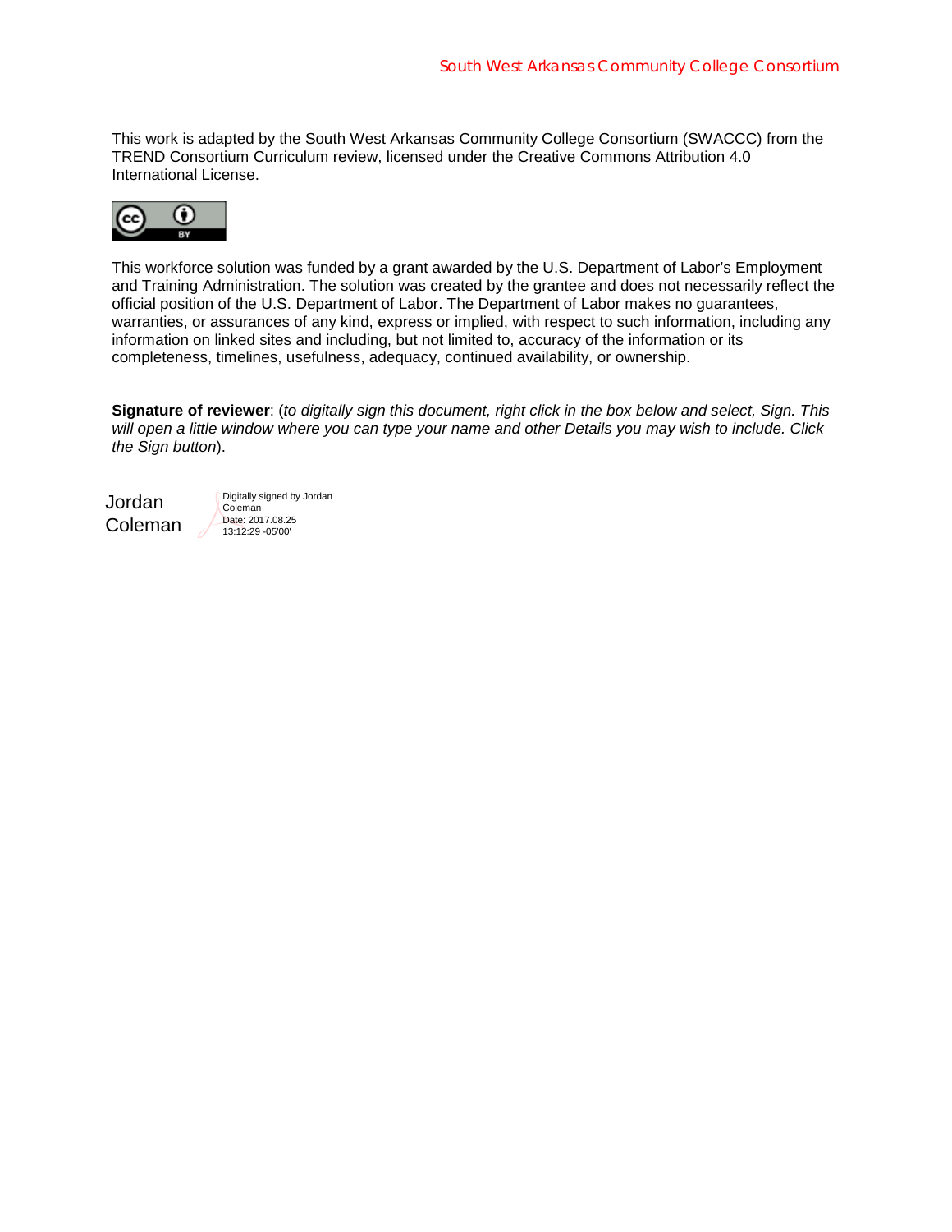This work is adapted by the South West Arkansas Community College Consortium (SWACCC) from the TREND Consortium Curriculum review, licensed under the Creative Commons Attribution 4.0 International License.

This workforce solution was funded by a grant awarded by the U.S. Department of Labor's Employment and Training Administration. The solution was created by the grantee and does not necessarily reflect the official position of the U.S. Department of Labor. The Department of Labor makes no guarantees, warranties, or assurances of any kind, express or implied, with respect to such information, including any information on linked sites and including, but not limited to, accuracy of the information or its completeness, timelines, usefulness, adequacy, continued availability, or ownership.

**Signature of reviewer**: (*to digitally sign this document, right click in the box below and select, Sign. This will open a little window where you can type your name and other Details you may wish to include. Click the Sign button*).

Jordan Coleman

Digitally signed by Jordan Coleman
Date: 2017.08.25 13:12:29 -05'00'